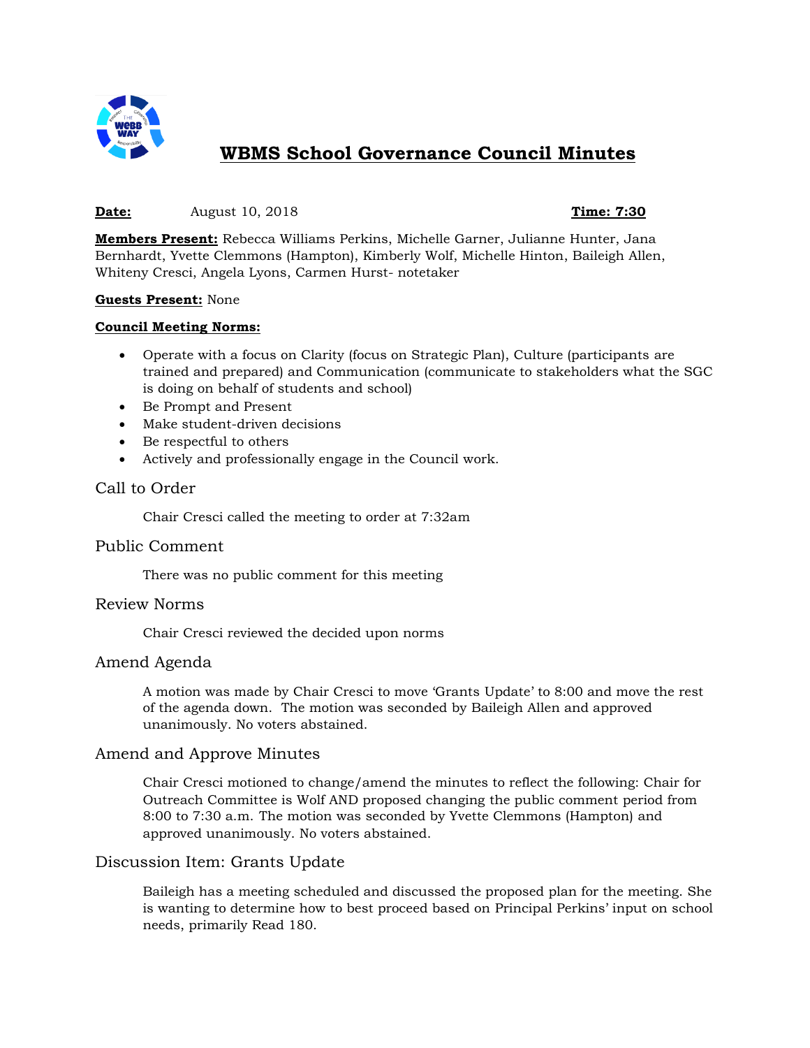# WBMS School Governance Council Minutes

**Date:** August 10, 2018 **Time: 7:30**

**Members Present:** Rebecca Williams Perkins, Michelle Garner, Julianne Hunter, Jana Bernhardt, Yvette Clemmons (Hampton), Kimberly Wolf, Michelle Hinton, Baileigh Allen, Whiteny Cresci, Angela Lyons, Carmen Hurst- notetaker

**Guests Present:** None

**Council Meeting Norms:**

- Operate with a focus on Clarity (focus on Strategic Plan), Culture (participants are trained and prepared) and Communication (communicate to stakeholders what the SGC is doing on behalf of students and school)
- Be Prompt and Present
- Make student-driven decisions
- Be respectful to others
- Actively and professionally engage in the Council work.

## Call to Order

Chair Cresci called the meeting to order at 7:32am

## Public Comment

There was no public comment for this meeting

## Review Norms

Chair Cresci reviewed the decided upon norms

## Amend Agenda

A motion was made by Chair Cresci to move 'Grants Update' to 8:00 and move the rest of the agenda down. The motion was seconded by Baileigh Allen and approved unanimously. No voters abstained.

## Amend and Approve Minutes

Chair Cresci motioned to change/amend the minutes to reflect the following: Chair for Outreach Committee is Wolf AND proposed changing the public comment period from 8:00 to 7:30 a.m. The motion was seconded by Yvette Clemmons (Hampton) and approved unanimously. No voters abstained.

## Discussion Item: Grants Update

Baileigh has a meeting scheduled and discussed the proposed plan for the meeting. She is wanting to determine how to best proceed based on Principal Perkins' input on school needs, primarily Read 180.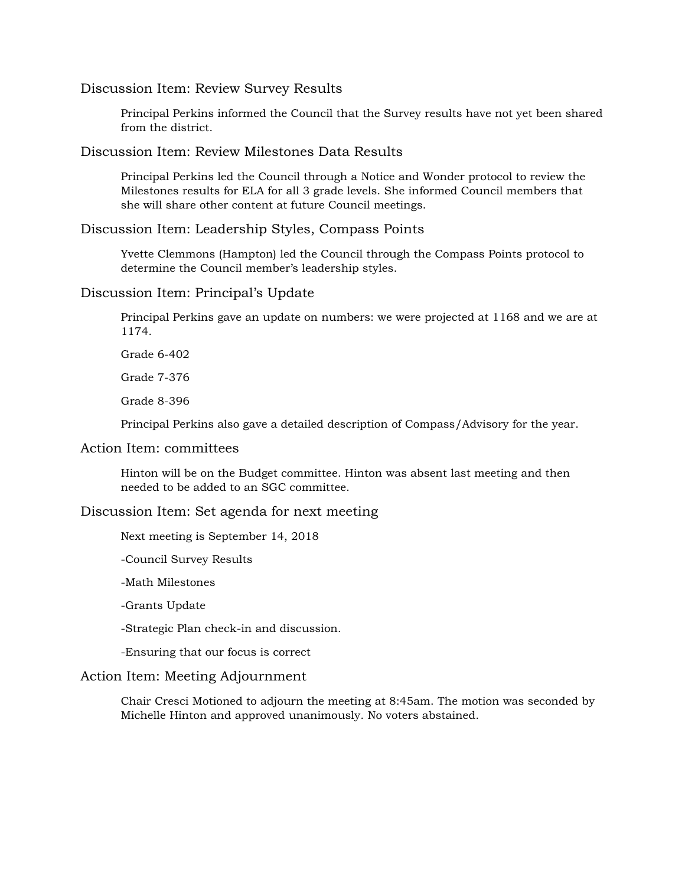## Discussion Item: Review Survey Results

Principal Perkins informed the Council that the Survey results have not yet been shared from the district.

## Discussion Item: Review Milestones Data Results

Principal Perkins led the Council through a Notice and Wonder protocol to review the Milestones results for ELA for all 3 grade levels. She informed Council members that she will share other content at future Council meetings.

## Discussion Item: Leadership Styles, Compass Points

Yvette Clemmons (Hampton) led the Council through the Compass Points protocol to determine the Council member's leadership styles.

## Discussion Item: Principal's Update

Principal Perkins gave an update on numbers: we were projected at 1168 and we are at 1174.

Grade 6-402

Grade 7-376

Grade 8-396

Principal Perkins also gave a detailed description of Compass/Advisory for the year.

## Action Item: committees

Hinton will be on the Budget committee. Hinton was absent last meeting and then needed to be added to an SGC committee.

## Discussion Item: Set agenda for next meeting

Next meeting is September 14, 2018

-Council Survey Results

-Math Milestones

-Grants Update

-Strategic Plan check-in and discussion.

-Ensuring that our focus is correct

## Action Item: Meeting Adjournment

Chair Cresci Motioned to adjourn the meeting at 8:45am. The motion was seconded by Michelle Hinton and approved unanimously. No voters abstained.